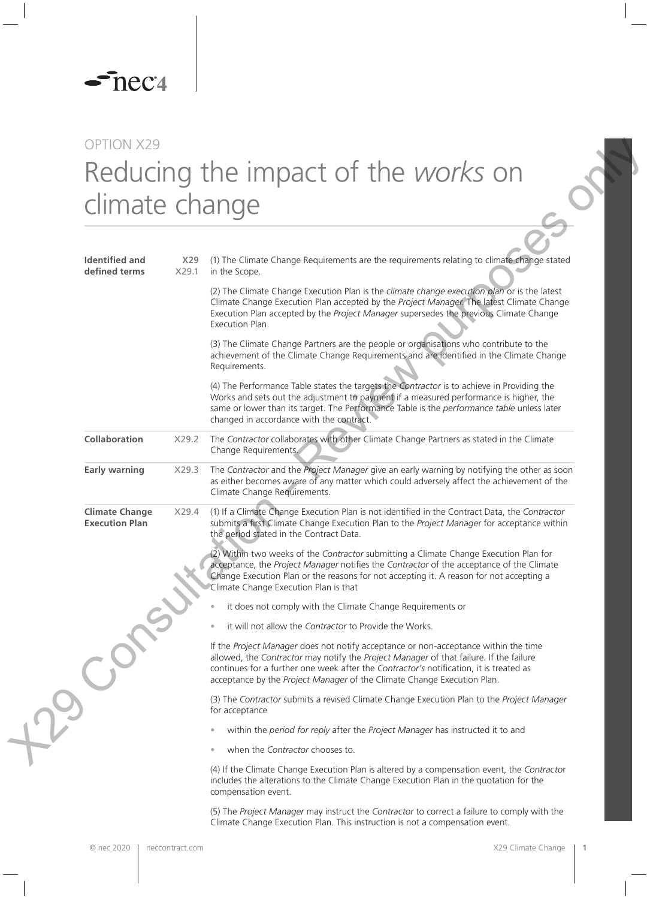OPTION X29

# Reducing the impact of the *works* on climate change

**Identified and defined terms** — **X29** X29.1

(1) The Climate Change Requirements are the requirements relating to climate change stated in the Scope.

(2) The Climate Change Execution Plan is the *climate change execution plan* or is the latest Climate Change Execution Plan accepted by the *Project Manager*. The latest Climate Change Execution Plan accepted by the *Project Manager* supersedes the previous Climate Change Execution Plan.

(3) The Climate Change Partners are the people or organisations who contribute to the achievement of the Climate Change Requirements and are identified in the Climate Change Requirements.

(4) The Performance Table states the targets the *Contractor* is to achieve in Providing the Works and sets out the adjustment to payment if a measured performance is higher, the same or lower than its target. The Performance Table is the *performance table* unless later changed in accordance with the contract.

**Collaboration** — X29.2

The *Contractor* collaborates with other Climate Change Partners as stated in the Climate Change Requirements.

**Early warning** — X29.3

The *Contractor* and the *Project Manager* give an early warning by notifying the other as soon as either becomes aware of any matter which could adversely affect the achievement of the Climate Change Requirements.

**Climate Change Execution Plan** — X29.4

(1) If a Climate Change Execution Plan is not identified in the Contract Data, the *Contractor* submits a first Climate Change Execution Plan to the *Project Manager* for acceptance within the period stated in the Contract Data.

(2) Within two weeks of the *Contractor* submitting a Climate Change Execution Plan for acceptance, the *Project Manager* notifies the *Contractor* of the acceptance of the Climate Change Execution Plan or the reasons for not accepting it. A reason for not accepting a Climate Change Execution Plan is that

- it does not comply with the Climate Change Requirements or
- it will not allow the *Contractor* to Provide the Works.

If the *Project Manager* does not notify acceptance or non-acceptance within the time allowed, the *Contractor* may notify the *Project Manager* of that failure. If the failure continues for a further one week after the *Contractor's* notification, it is treated as acceptance by the *Project Manager* of the Climate Change Execution Plan.

(3) The *Contractor* submits a revised Climate Change Execution Plan to the *Project Manager* for acceptance

- within the *period for reply* after the *Project Manager* has instructed it to and
- when the *Contractor* chooses to.

(4) If the Climate Change Execution Plan is altered by a compensation event, the *Contractor* includes the alterations to the Climate Change Execution Plan in the quotation for the compensation event.

(5) The *Project Manager* may instruct the *Contractor* to correct a failure to comply with the Climate Change Execution Plan. This instruction is not a compensation event.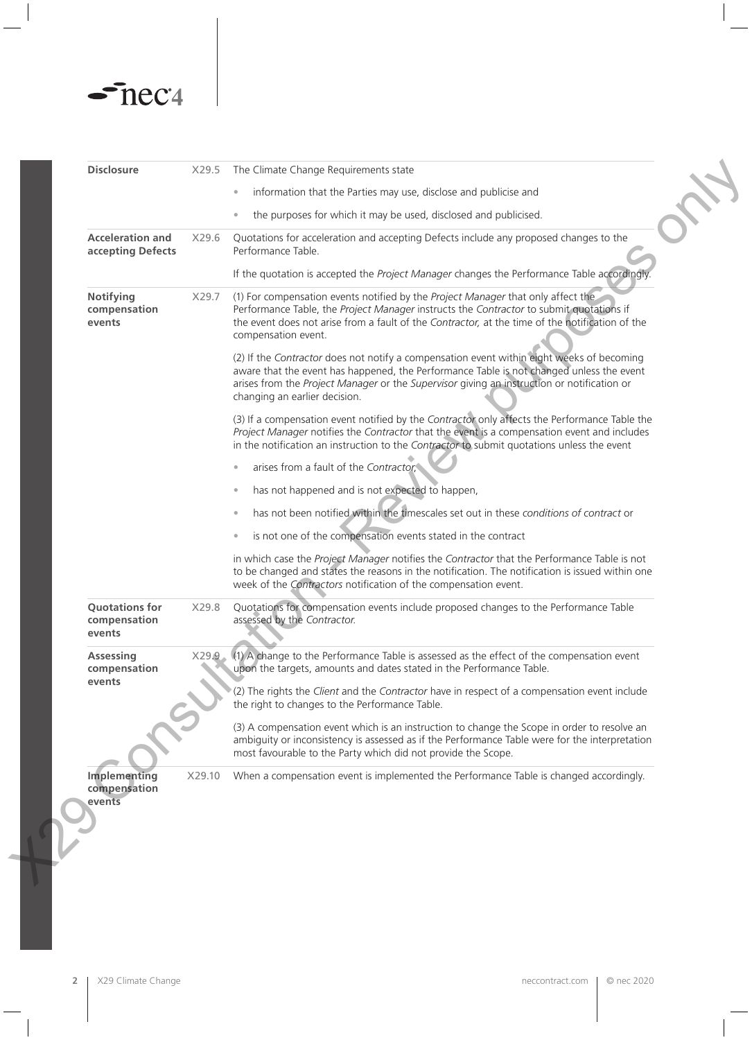**Disclosure**

X29.5 The Climate Change Requirements state

- information that the Parties may use, disclose and publicise and
- the purposes for which it may be used, disclosed and publicised.

**Acceleration and accepting Defects**

X29.6 Quotations for acceleration and accepting Defects include any proposed changes to the Performance Table.

If the quotation is accepted the *Project Manager* changes the Performance Table accordingly.

**Notifying compensation events**

X29.7 (1) For compensation events notified by the *Project Manager* that only affect the Performance Table, the *Project Manager* instructs the *Contractor* to submit quotations if the event does not arise from a fault of the *Contractor*, at the time of the notification of the compensation event.

(2) If the *Contractor* does not notify a compensation event within eight weeks of becoming aware that the event has happened, the Performance Table is not changed unless the event arises from the *Project Manager* or the *Supervisor* giving an instruction or notification or changing an earlier decision.

(3) If a compensation event notified by the *Contractor* only affects the Performance Table the *Project Manager* notifies the *Contractor* that the event is a compensation event and includes in the notification an instruction to the *Contractor* to submit quotations unless the event

- arises from a fault of the *Contractor*,
- has not happened and is not expected to happen,
- has not been notified within the timescales set out in these *conditions of contract* or
- is not one of the compensation events stated in the contract

in which case the *Project Manager* notifies the *Contractor* that the Performance Table is not to be changed and states the reasons in the notification. The notification is issued within one week of the *Contractors* notification of the compensation event.

**Quotations for compensation events**

X29.8 Quotations for compensation events include proposed changes to the Performance Table assessed by the *Contractor*.

**Assessing compensation events**

X29.9 (1) A change to the Performance Table is assessed as the effect of the compensation event upon the targets, amounts and dates stated in the Performance Table.

(2) The rights the *Client* and the *Contractor* have in respect of a compensation event include the right to changes to the Performance Table.

(3) A compensation event which is an instruction to change the Scope in order to resolve an ambiguity or inconsistency is assessed as if the Performance Table were for the interpretation most favourable to the Party which did not provide the Scope.

**Implementing compensation events**

X29.10 When a compensation event is implemented the Performance Table is changed accordingly.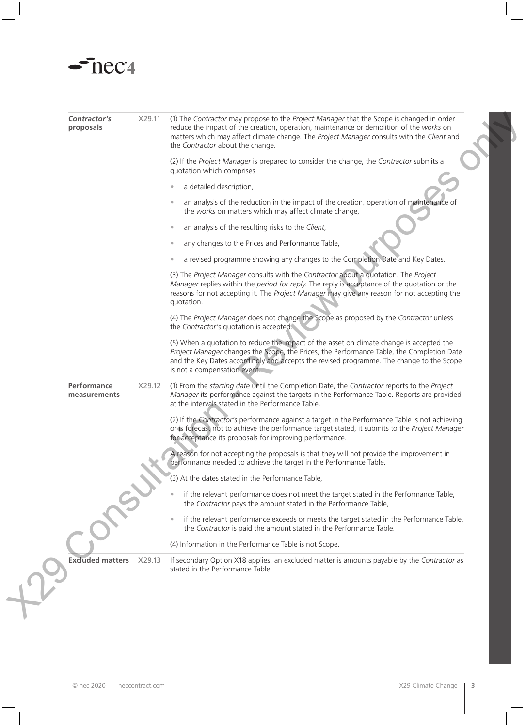**Contractor's proposals** X29.11

(1) The *Contractor* may propose to the *Project Manager* that the Scope is changed in order reduce the impact of the creation, operation, maintenance or demolition of the *works* on matters which may affect climate change. The *Project Manager* consults with the *Client* and the *Contractor* about the change.

(2) If the *Project Manager* is prepared to consider the change, the *Contractor* submits a quotation which comprises

- a detailed description,
- an analysis of the reduction in the impact of the creation, operation of maintenance of the *works* on matters which may affect climate change,
- an analysis of the resulting risks to the *Client*,
- any changes to the Prices and Performance Table,
- a revised programme showing any changes to the Completion Date and Key Dates.

(3) The *Project Manager* consults with the *Contractor* about a quotation. The *Project Manager* replies within the *period for reply*. The reply is acceptance of the quotation or the reasons for not accepting it. The *Project Manager* may give any reason for not accepting the quotation.

(4) The *Project Manager* does not change the Scope as proposed by the *Contractor* unless the *Contractor's* quotation is accepted.

(5) When a quotation to reduce the impact of the asset on climate change is accepted the *Project Manager* changes the Scope, the Prices, the Performance Table, the Completion Date and the Key Dates accordingly and accepts the revised programme. The change to the Scope is not a compensation event.

**Performance measurements** X29.12

(1) From the *starting date* until the Completion Date, the *Contractor* reports to the *Project Manager* its performance against the targets in the Performance Table. Reports are provided at the intervals stated in the Performance Table.

(2) If the *Contractor's* performance against a target in the Performance Table is not achieving or is forecast not to achieve the performance target stated, it submits to the *Project Manager* for acceptance its proposals for improving performance.

A reason for not accepting the proposals is that they will not provide the improvement in performance needed to achieve the target in the Performance Table.

(3) At the dates stated in the Performance Table,

- if the relevant performance does not meet the target stated in the Performance Table, the *Contractor* pays the amount stated in the Performance Table,
- if the relevant performance exceeds or meets the target stated in the Performance Table, the *Contractor* is paid the amount stated in the Performance Table.

(4) Information in the Performance Table is not Scope.

**Excluded matters** X29.13

If secondary Option X18 applies, an excluded matter is amounts payable by the *Contractor* as stated in the Performance Table.